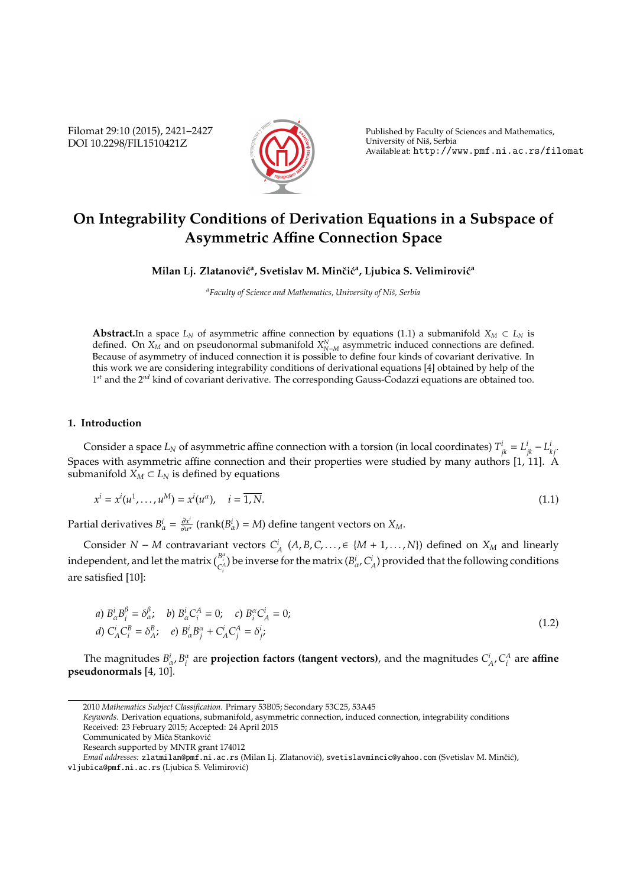# On Integrability Conditions of Derivation Equations in a Subspace of Asymmetric Affine Connection Space

**Milan Lj. Zlatanović[a], Svetislav M. Minčić[a], Ljubica S. Velimirović[a]**

[a]*Faculty of Science and Mathematics, University of Niš, Serbia*

**Abstract.** In a space $L_N$ of asymmetric affine connection by equations (1.1) a submanifold $X_M \subset L_N$ is defined. On $X_M$ and on pseudonormal submanifold $X^N_{N-M}$ asymmetric induced connections are defined. Because of asymmetry of induced connection it is possible to define four kinds of covariant derivative. In this work we are considering integrability conditions of derivational equations [4] obtained by help of the $1^{st}$ and the $2^{nd}$ kind of covariant derivative. The corresponding Gauss-Codazzi equations are obtained too.

## 1. Introduction

Consider a space $L_N$ of asymmetric affine connection with a torsion (in local coordinates) $T^i_{jk} = L^i_{jk} - L^i_{kj}$. Spaces with asymmetric affine connection and their properties were studied by many authors [1, 11]. A submanifold $X_M \subset L_N$ is defined by equations

$$x^i = x^i(u^1, \ldots, u^M) = x^i(u^\alpha), \quad i = \overline{1, N}. \tag{1.1}$$

Partial derivatives $B^i_\alpha = \frac{\partial x^i}{\partial u^\alpha}$ ($\text{rank}(B^i_\alpha) = M$) define tangent vectors on $X_M$.

Consider $N - M$ contravariant vectors $C^i_A$ $(A, B, C, \ldots, \in \{M + 1, \ldots, N\})$ defined on $X_M$ and linearly independent, and let the matrix $\binom{B^\alpha_i}{C^A_i}$ be inverse for the matrix $(B^i_\alpha, C^i_A)$ provided that the following conditions are satisfied [10]:

$$\begin{aligned} &a)\ B^i_\alpha B^\beta_i = \delta^\beta_\alpha; \quad b)\ B^i_\alpha C^A_i = 0; \quad c)\ B^\alpha_i C^i_A = 0; \\ &d)\ C^i_A C^B_i = \delta^B_A; \quad e)\ B^i_\alpha B^\alpha_j + C^i_A C^A_j = \delta^i_j; \end{aligned} \tag{1.2}$$

The magnitudes $B^i_\alpha, B^\alpha_i$ are **projection factors (tangent vectors)**, and the magnitudes $C^i_A, C^A_i$ are **affine pseudonormals** [4, 10].

---

2010 *Mathematics Subject Classification*. Primary 53B05; Secondary 53C25, 53A45

*Keywords*. Derivation equations, submanifold, asymmetric affine connection, induced connection, integrability conditions

Received: 23 February 2015; Accepted: 24 April 2015

Communicated by Mića Stanković

Research supported by MNTR grant 174012

*Email addresses:* zlatmilan@pmf.ni.ac.rs (Milan Lj. Zlatanović), svetislavmincic@yahoo.com (Svetislav M. Minčić), vljubica@pmf.ni.ac.rs (Ljubica S. Velimirović)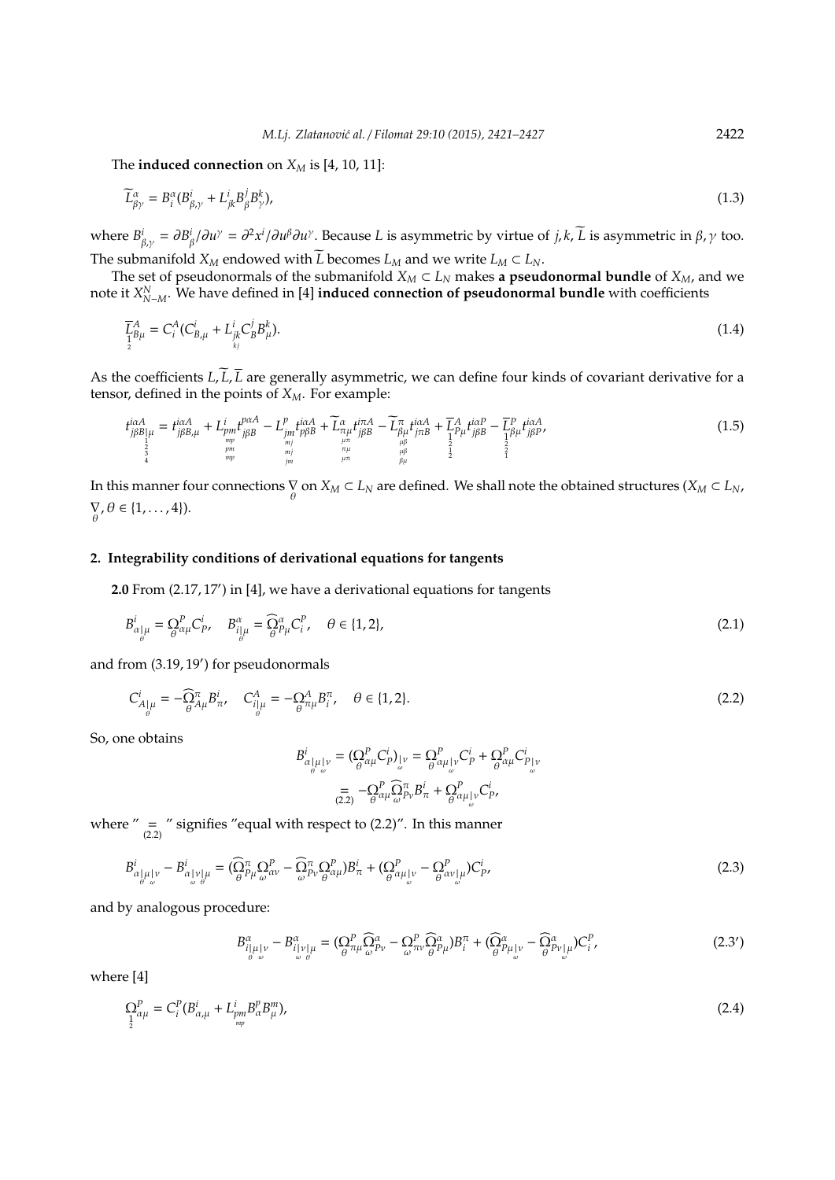The **induced connection** on $X_M$ is [4, 10, 11]:

$$\widetilde{L}^{\alpha}_{\beta\gamma} = B^{\alpha}_{i}(B^{i}_{\beta,\gamma} + L^{i}_{jk}B^{j}_{\beta}B^{k}_{\gamma}), \tag{1.3}$$

where $B^{i}_{\beta,\gamma} = \partial B^{i}_{\beta}/\partial u^{\gamma} = \partial^2 x^i/\partial u^{\beta}\partial u^{\gamma}$. Because $L$ is asymmetric by virtue of $j,k$, $\widetilde{L}$ is asymmetric in $\beta,\gamma$ too. The submanifold $X_M$ endowed with $\widetilde{L}$ becomes $L_M$ and we write $L_M \subset L_N$.

The set of pseudonormals of the submanifold $X_M \subset L_N$ makes **a pseudonormal bundle** of $X_M$, and we note it $X^N_{N-M}$. We have defined in [4] **induced connection of pseudonormal bundle** with coefficients

$$\underset{\substack{1\\2}}{\overline{L}}{}^{A}_{B\mu} = C^{A}_{i}(C^{i}_{B,\mu} + \underset{\substack{jk\\kj}}{L}{}^{i}_{jk}C^{j}_{B}B^{k}_{\mu}). \tag{1.4}$$

As the coefficients $L, \widetilde{L}, \overline{L}$ are generally asymmetric, we can define four kinds of covariant derivative for a tensor, defined in the points of $X_M$. For example:

$$t^{i\alpha A}_{j\beta B\underset{\substack{1\\2\\3\\4}}{|}\mu} = t^{i\alpha A}_{j\beta B,\mu} + \underset{\substack{pm\\mp\\pm\\mp}}{L}{}^{i}_{pm}t^{p\alpha A}_{j\beta B} - \underset{\substack{jm\\mj\\mj\\jm}}{L}{}^{p}_{jm}t^{i\alpha A}_{p\beta B} + \underset{\substack{\pi\mu\\\mu\pi\\\pi\mu\\\mu\pi}}{\widetilde{L}}{}^{\alpha}_{\pi\mu}t^{i\pi A}_{j\beta B} - \underset{\substack{\beta\mu\\\mu\beta\\\mu\beta\\\beta\mu}}{\widetilde{L}}{}^{\pi}_{\beta\mu}t^{i\alpha A}_{j\pi B} + \underset{\substack{1\\2\\1\\2}}{\overline{L}}{}^{A}_{P\mu}t^{i\alpha P}_{j\beta B} - \underset{\substack{1\\2\\2\\1}}{\overline{L}}{}^{P}_{\beta\mu}t^{i\alpha A}_{j\beta P}, \tag{1.5}$$

In this manner four connections $\underset{\theta}{\nabla}$ on $X_M \subset L_N$ are defined. We shall note the obtained structures $(X_M \subset L_N, \underset{\theta}{\nabla}, \theta \in \{1,\ldots,4\})$.

## 2. Integrability conditions of derivational equations for tangents

**2.0** From (2.17, 17′) in [4], we have a derivational equations for tangents

$$B^{i}_{\alpha\underset{\theta}{|}\mu} = \underset{\theta}{\Omega}{}^{P}_{\alpha\mu}C^{i}_{P}, \quad B^{\alpha}_{i\underset{\theta}{|}\mu} = \underset{\theta}{\widehat{\Omega}}{}^{\alpha}_{P\mu}C^{P}_{i}, \quad \theta \in \{1,2\}, \tag{2.1}$$

and from (3.19, 19′) for pseudonormals

$$C^{i}_{A\underset{\theta}{|}\mu} = -\underset{\theta}{\widehat{\Omega}}{}^{\pi}_{A\mu}B^{i}_{\pi}, \quad C^{A}_{i\underset{\theta}{|}\mu} = -\underset{\theta}{\Omega}{}^{A}_{\pi\mu}B^{\pi}_{i}, \quad \theta \in \{1,2\}. \tag{2.2}$$

So, one obtains

$$\begin{aligned} B^{i}_{\alpha\underset{\theta}{|}\mu\underset{\omega}{|}\nu} &= (\underset{\theta}{\Omega}{}^{P}_{\alpha\mu}C^{i}_{P})_{\underset{\omega}{|}\nu} = \underset{\theta}{\Omega}{}^{P}_{\alpha\mu\underset{\omega}{|}\nu}C^{i}_{P} + \underset{\theta}{\Omega}{}^{P}_{\alpha\mu}C^{i}_{P\underset{\omega}{|}\nu} \\ &\underset{(2.2)}{=} -\underset{\theta}{\Omega}{}^{P}_{\alpha\mu}\underset{\omega}{\widehat{\Omega}}{}^{\pi}_{P\nu}B^{i}_{\pi} + \underset{\theta}{\Omega}{}^{P}_{\alpha\mu\underset{\omega}{|}\nu}C^{i}_{P}, \end{aligned}$$

where "$\underset{(2.2)}{=}$" signifies "equal with respect to (2.2)". In this manner

$$B^{i}_{\alpha\underset{\theta}{|}\mu\underset{\omega}{|}\nu} - B^{i}_{\alpha\underset{\omega}{|}\nu\underset{\theta}{|}\mu} = (\underset{\theta}{\widehat{\Omega}}{}^{\pi}_{P\mu}\underset{\omega}{\Omega}{}^{P}_{\alpha\nu} - \underset{\omega}{\widehat{\Omega}}{}^{\pi}_{P\nu}\underset{\theta}{\Omega}{}^{P}_{\alpha\mu})B^{i}_{\pi} + (\underset{\theta}{\Omega}{}^{P}_{\alpha\mu\underset{\omega}{|}\nu} - \underset{\theta}{\Omega}{}^{P}_{\alpha\nu\underset{\omega}{|}\mu})C^{i}_{P}, \tag{2.3}$$

and by analogous procedure:

$$B^{\alpha}_{i\underset{\theta}{|}\mu\underset{\omega}{|}\nu} - B^{\alpha}_{i\underset{\omega}{|}\nu\underset{\theta}{|}\mu} = (\underset{\theta}{\Omega}{}^{P}_{\pi\mu}\underset{\omega}{\widehat{\Omega}}{}^{\alpha}_{P\nu} - \underset{\omega}{\Omega}{}^{P}_{\pi\nu}\underset{\theta}{\widehat{\Omega}}{}^{\alpha}_{P\mu})B^{\pi}_{i} + (\underset{\theta}{\widehat{\Omega}}{}^{\alpha}_{P\mu\underset{\omega}{|}\nu} - \underset{\theta}{\widehat{\Omega}}{}^{\alpha}_{P\nu\underset{\omega}{|}\mu})C^{P}_{i}, \tag{2.3′}$$

where [4]

$$\underset{\substack{1\\2}}{\Omega}{}^{P}_{\alpha\mu} = C^{P}_{i}(B^{i}_{\alpha,\mu} + \underset{mp}{L}{}^{i}_{pm}B^{p}_{\alpha}B^{m}_{\mu}), \tag{2.4}$$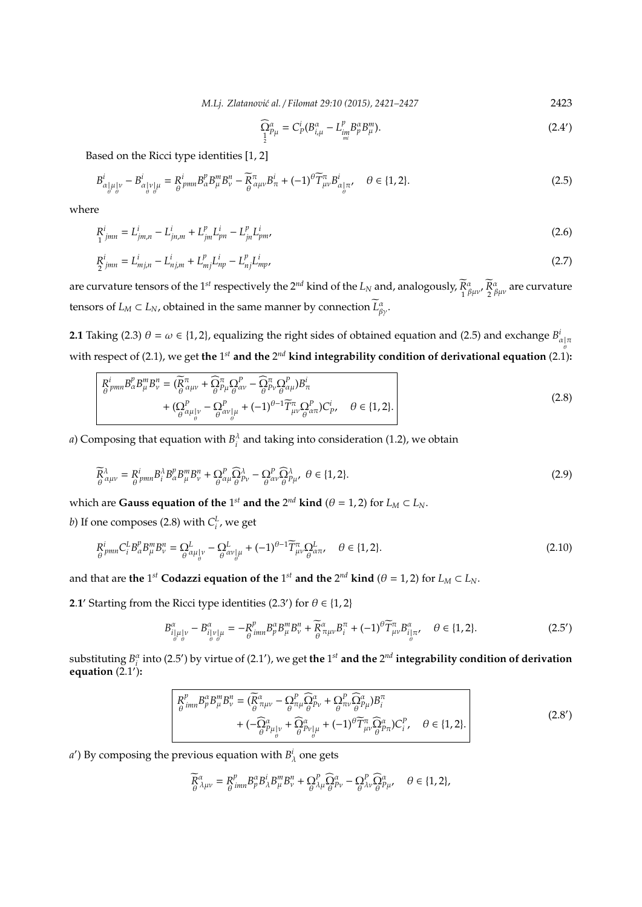$$\underset{\frac{1}{2}}{\widehat{\Omega}}{}^{\alpha}_{P\mu} = C^i_P(B^\alpha_{i,\mu} - L^p_{\underset{mi}{im}} B^\alpha_p B^m_\mu). \tag{2.4'}$$

Based on the Ricci type identities [1, 2]

$$B^i_{\alpha\underset{\theta}{|}\mu\underset{\theta}{|}\nu} - B^i_{\alpha\underset{\theta}{|}\nu\underset{\theta}{|}\mu} = \underset{\theta}{R}{}^i_{pmn} B^p_\alpha B^m_\mu B^n_\nu - \underset{\theta}{\widetilde{R}}{}^\pi_{\alpha\mu\nu} B^i_\pi + (-1)^\theta \widetilde{T}^\pi_{\mu\nu} B^i_{\alpha\underset{\theta}{|}\pi}, \quad \theta \in \{1, 2\}. \tag{2.5}$$

where

$$\underset{1}{R}{}^i_{jmn} = L^i_{jm,n} - L^i_{jn,m} + L^p_{jm} L^i_{pn} - L^p_{jn} L^i_{pm}, \tag{2.6}$$

$$\underset{2}{R}{}^i_{jmn} = L^i_{mj,n} - L^i_{nj,m} + L^p_{mj} L^i_{np} - L^p_{nj} L^i_{mp}, \tag{2.7}$$

are curvature tensors of the 1$^{st}$ respectively the 2$^{nd}$ kind of the $L_N$ and, analogously, $\underset{1}{\widetilde{R}}{}^\alpha_{\beta\mu\nu}$, $\underset{2}{\widetilde{R}}{}^\alpha_{\beta\mu\nu}$ are curvature tensors of $L_M \subset L_N$, obtained in the same manner by connection $\widetilde{L}^\alpha_{\beta\gamma}$.

**2.1** Taking (2.3) $\theta = \omega \in \{1, 2\}$, equalizing the right sides of obtained equation and (2.5) and exchange $B^i_{\alpha\underset{\theta}{|}\pi}$ with respect of (2.1), we get **the 1$^{st}$ and the 2$^{nd}$ kind integrability condition of derivational equation** (2.1)**:**

$$\boxed{\begin{aligned} \underset{\theta}{R}{}^i_{pmn} B^p_\alpha B^m_\mu B^n_\nu = {} & (\underset{\theta}{\widetilde{R}}{}^\pi_{\alpha\mu\nu} + \underset{\theta}{\widehat{\Omega}}{}^\pi_{P\mu} \underset{\theta}{\Omega}{}^P_{\alpha\nu} - \underset{\theta}{\widehat{\Omega}}{}^\pi_{P\nu} \underset{\theta}{\Omega}{}^P_{\alpha\mu}) B^i_\pi \\ & + (\underset{\theta}{\Omega}{}^P_{\alpha\mu\underset{\theta}{|}\nu} - \underset{\theta}{\Omega}{}^P_{\alpha\nu\underset{\theta}{|}\mu} + (-1)^{\theta-1} \widetilde{T}^\pi_{\mu\nu} \underset{\theta}{\Omega}{}^P_{\alpha\pi}) C^i_P, \quad \theta \in \{1, 2\}. \end{aligned}} \tag{2.8}$$

*a*) Composing that equation with $B^\lambda_i$ and taking into consideration (1.2), we obtain

$$\underset{\theta}{\widetilde{R}}{}^\lambda_{\alpha\mu\nu} = \underset{\theta}{R}{}^i_{pmn} B^\lambda_i B^p_\alpha B^m_\mu B^n_\nu + \underset{\theta}{\Omega}{}^P_{\alpha\mu} \underset{\theta}{\widehat{\Omega}}{}^\lambda_{P\nu} - \underset{\theta}{\Omega}{}^P_{\alpha\nu} \underset{\theta}{\widehat{\Omega}}{}^\lambda_{P\mu}, \;\; \theta \in \{1, 2\}. \tag{2.9}$$

which are **Gauss equation of the 1$^{st}$ and the 2$^{nd}$ kind** ($\theta = 1, 2$) for $L_M \subset L_N$.

*b*) If one composes (2.8) with $C^L_i$, we get

$$\underset{\theta}{R}{}^i_{pmn} C^L_i B^p_\alpha B^m_\mu B^n_\nu = \underset{\theta}{\Omega}{}^L_{\alpha\mu\underset{\theta}{|}\nu} - \underset{\theta}{\Omega}{}^L_{\alpha\nu\underset{\theta}{|}\mu} + (-1)^{\theta-1} \widetilde{T}^\pi_{\mu\nu} \underset{\theta}{\Omega}{}^L_{\alpha\pi}, \quad \theta \in \{1, 2\}. \tag{2.10}$$

and that are **the 1$^{st}$ Codazzi equation of the 1$^{st}$ and the 2$^{nd}$ kind** ($\theta = 1, 2$) for $L_M \subset L_N$.

**2.1'** Starting from the Ricci type identities (2.3') for $\theta \in \{1, 2\}$

$$B^\alpha_{i\underset{\theta}{|}\mu\underset{\theta}{|}\nu} - B^\alpha_{i\underset{\theta}{|}\nu\underset{\theta}{|}\mu} = -\underset{\theta}{R}{}^p_{imn} B^\alpha_p B^m_\mu B^n_\nu + \underset{\theta}{\widetilde{R}}{}^\alpha_{\pi\mu\nu} B^\pi_i + (-1)^\theta \widetilde{T}^\pi_{\mu\nu} B^\alpha_{i\underset{\theta}{|}\pi}, \quad \theta \in \{1, 2\}. \tag{2.5'}$$

substituting $B^\alpha_i$ into (2.5') by virtue of (2.1'), we get **the 1$^{st}$ and the 2$^{nd}$ integrability condition of derivation equation** (2.1')**:**

$$\boxed{\begin{aligned} \underset{\theta}{R}{}^p_{imn} B^\alpha_p B^m_\mu B^n_\nu = {} & (\underset{\theta}{\widetilde{R}}{}^\alpha_{\pi\mu\nu} - \underset{\theta}{\Omega}{}^P_{\pi\mu} \underset{\theta}{\widehat{\Omega}}{}^\alpha_{P\nu} + \underset{\theta}{\Omega}{}^P_{\pi\nu} \underset{\theta}{\widehat{\Omega}}{}^\alpha_{P\mu}) B^\pi_i \\ & + (-\underset{\theta}{\widehat{\Omega}}{}^\alpha_{P\mu\underset{\theta}{|}\nu} + \underset{\theta}{\widehat{\Omega}}{}^\alpha_{P\nu\underset{\theta}{|}\mu} + (-1)^\theta \widetilde{T}^\pi_{\mu\nu} \underset{\theta}{\widehat{\Omega}}{}^\alpha_{P\pi}) C^P_i, \quad \theta \in \{1, 2\}. \end{aligned}} \tag{2.8'}$$

*a'*) By composing the previous equation with $B^i_\lambda$ one gets

$$\underset{\theta}{\widetilde{R}}{}^\alpha_{\lambda\mu\nu} = \underset{\theta}{R}{}^p_{imn} B^\alpha_p B^i_\lambda B^m_\mu B^n_\nu + \underset{\theta}{\Omega}{}^P_{\lambda\mu} \underset{\theta}{\widehat{\Omega}}{}^\alpha_{P\nu} - \underset{\theta}{\Omega}{}^P_{\lambda\nu} \underset{\theta}{\widehat{\Omega}}{}^\alpha_{P\mu}, \quad \theta \in \{1, 2\},$$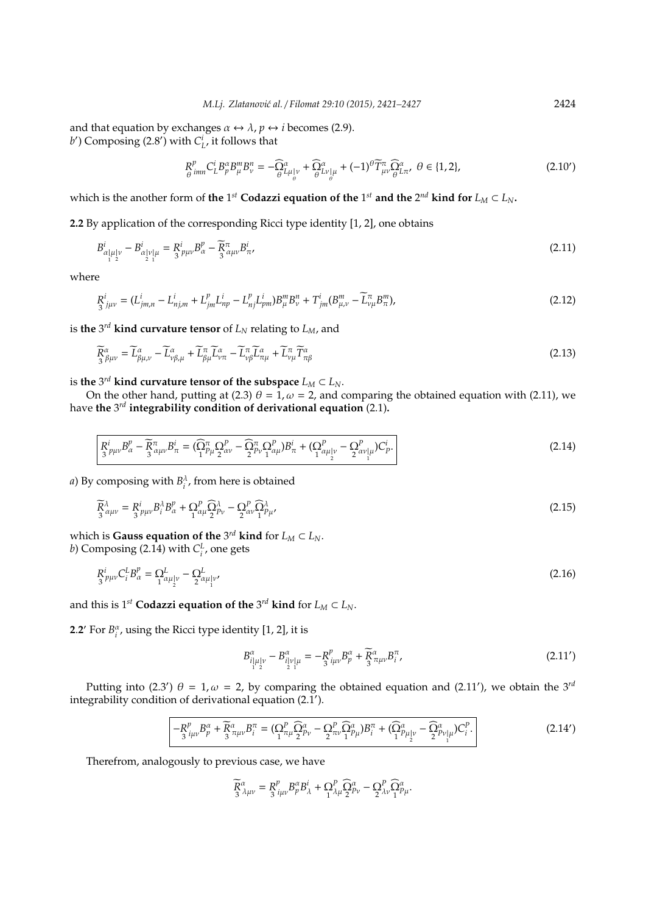and that equation by exchanges $\alpha \leftrightarrow \lambda$, $p \leftrightarrow i$ becomes (2.9).
$b'$) Composing (2.8′) with $C^i_L$, it follows that

$$\underset{\theta}{R}{}^p_{imn} C^i_L B^\alpha_p B^m_\mu B^n_\nu = -\underset{\theta}{\widehat{\Omega}}{}^\alpha_{L\mu\underset{\theta}{|}\nu} + \underset{\theta}{\widehat{\Omega}}{}^\alpha_{L\nu\underset{\theta}{|}\mu} + (-1)^\theta \widetilde{T}^\pi_{\mu\nu} \underset{\theta}{\widehat{\Omega}}{}^\alpha_{L\pi}, \ \theta \in \{1,2\}, \tag{2.10′}$$

which is the another form of **the $1^{st}$ Codazzi equation of the $1^{st}$ and the $2^{nd}$ kind for $L_M \subset L_N$.**

**2.2** By application of the corresponding Ricci type identity [1, 2], one obtains

$$B^i_{\alpha\underset{1}{|}\mu\underset{2}{|}\nu} - B^i_{\alpha\underset{2}{|}\nu\underset{1}{|}\mu} = \underset{3}{R}{}^i_{p\mu\nu} B^p_\alpha - \underset{3}{\widetilde{R}}{}^\pi_{\alpha\mu\nu} B^i_\pi, \tag{2.11}$$

where

$$\underset{3}{R}{}^i_{j\mu\nu} = (L^i_{jm,n} - L^i_{nj,m} + L^p_{jm} L^i_{np} - L^p_{nj} L^i_{pm}) B^m_\mu B^n_\nu + T^i_{jm}(B^m_{\mu,\nu} - \widetilde{L}^\pi_{\nu\mu} B^m_\pi), \tag{2.12}$$

is **the $3^{rd}$ kind curvature tensor** of $L_N$ relating to $L_M$, and

$$\underset{3}{\widetilde{R}}{}^\alpha_{\beta\mu\nu} = \widetilde{L}^\alpha_{\beta\mu,\nu} - \widetilde{L}^\alpha_{\nu\beta,\mu} + \widetilde{L}^\pi_{\beta\mu} \widetilde{L}^\alpha_{\nu\pi} - \widetilde{L}^\pi_{\nu\beta} \widetilde{L}^\alpha_{\pi\mu} + \widetilde{L}^\pi_{\nu\mu} \widetilde{T}^\alpha_{\pi\beta} \tag{2.13}$$

is **the $3^{rd}$ kind curvature tensor of the subspace $L_M \subset L_N$.**

On the other hand, putting at (2.3) $\theta = 1, \omega = 2$, and comparing the obtained equation with (2.11), we have **the $3^{rd}$ integrability condition of derivational equation** (2.1)**.**

$$\boxed{\underset{3}{R}{}^i_{p\mu\nu} B^p_\alpha - \underset{3}{\widetilde{R}}{}^\pi_{\alpha\mu\nu} B^i_\pi = (\underset{1}{\widehat{\Omega}}{}^\pi_{P\mu} \underset{2}{\Omega}{}^P_{\alpha\nu} - \underset{2}{\widehat{\Omega}}{}^\pi_{P\nu} \underset{1}{\Omega}{}^P_{\alpha\mu}) B^i_\pi + (\underset{1}{\Omega}{}^P_{\alpha\mu\underset{2}{|}\nu} - \underset{2}{\Omega}{}^P_{\alpha\nu\underset{1}{|}\mu}) C^i_P.} \tag{2.14}$$

$a$) By composing with $B^\lambda_i$, from here is obtained

$$\underset{3}{\widetilde{R}}{}^\lambda_{\alpha\mu\nu} = \underset{3}{R}{}^i_{p\mu\nu} B^\lambda_i B^p_\alpha + \underset{1}{\Omega}{}^P_{\alpha\mu} \underset{2}{\widehat{\Omega}}{}^\lambda_{P\nu} - \underset{2}{\Omega}{}^P_{\alpha\nu} \underset{1}{\widehat{\Omega}}{}^\lambda_{P\mu}, \tag{2.15}$$

which is **Gauss equation of the $3^{rd}$ kind** for $L_M \subset L_N$.
$b$) Composing (2.14) with $C^L_i$, one gets

$$\underset{3}{R}{}^i_{p\mu\nu} C^L_i B^p_\alpha = \underset{1}{\Omega}{}^L_{\alpha\mu\underset{2}{|}\nu} - \underset{2}{\Omega}{}^L_{\alpha\mu\underset{1}{|}\nu}, \tag{2.16}$$

and this is $1^{st}$ **Codazzi equation of the $3^{rd}$ kind** for $L_M \subset L_N$.

**2.2′** For $B^\alpha_i$, using the Ricci type identity [1, 2], it is

$$B^\alpha_{i\underset{1}{|}\mu\underset{2}{|}\nu} - B^\alpha_{i\underset{2}{|}\nu\underset{1}{|}\mu} = -\underset{3}{R}{}^p_{i\mu\nu} B^\alpha_p + \underset{3}{\widetilde{R}}{}^\alpha_{\pi\mu\nu} B^\pi_i, \tag{2.11′}$$

Putting into (2.3′) $\theta = 1, \omega = 2$, by comparing the obtained equation and (2.11′), we obtain the $3^{rd}$ integrability condition of derivational equation (2.1′).

$$\boxed{-\underset{3}{R}{}^p_{i\mu\nu} B^\alpha_p + \underset{3}{\widetilde{R}}{}^\alpha_{\pi\mu\nu} B^\pi_i = (\underset{1}{\Omega}{}^P_{\pi\mu} \underset{2}{\widehat{\Omega}}{}^\alpha_{P\nu} - \underset{2}{\Omega}{}^P_{\pi\nu} \underset{1}{\widehat{\Omega}}{}^\alpha_{P\mu}) B^\pi_i + (\underset{1}{\widehat{\Omega}}{}^\alpha_{P\mu\underset{2}{|}\nu} - \underset{2}{\widehat{\Omega}}{}^\alpha_{P\nu\underset{1}{|}\mu}) C^P_i.} \tag{2.14′}$$

Therefrom, analogously to previous case, we have

$$\underset{3}{\widetilde{R}}{}^\alpha_{\lambda\mu\nu} = \underset{3}{R}{}^p_{i\mu\nu} B^\alpha_p B^i_\lambda + \underset{1}{\Omega}{}^P_{\lambda\mu} \underset{2}{\widehat{\Omega}}{}^\alpha_{P\nu} - \underset{2}{\Omega}{}^P_{\lambda\nu} \underset{1}{\widehat{\Omega}}{}^\alpha_{P\mu}.$$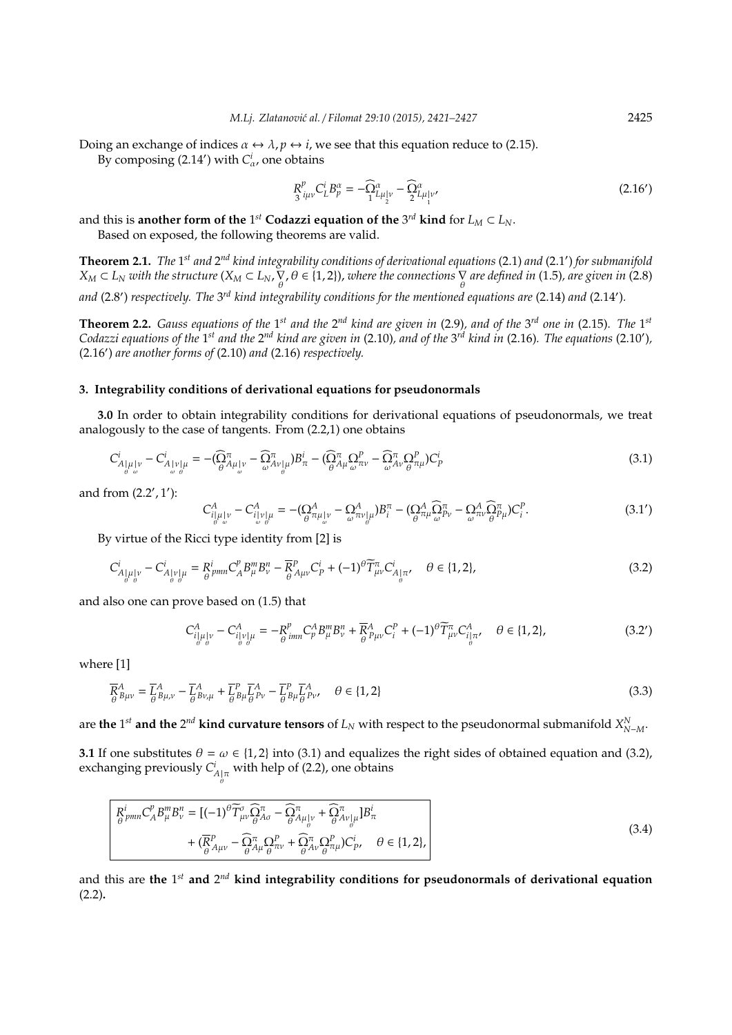Doing an exchange of indices $\alpha \leftrightarrow \lambda, p \leftrightarrow i$, we see that this equation reduce to (2.15).

By composing (2.14′) with $C^i_\alpha$, one obtains

$$\underset{3}{R}^p_{i\mu\nu} C^i_L B^\alpha_p = -\underset{1}{\widehat{\Omega}}{}^\alpha_{L\mu\underset{2}{|}\nu} - \underset{2}{\widehat{\Omega}}{}^\alpha_{L\mu\underset{1}{|}\nu}, \tag{2.16′}$$

and this is **another form of the** $1^{st}$ **Codazzi equation of the** $3^{rd}$ **kind** for $L_M \subset L_N$.

Based on exposed, the following theorems are valid.

**Theorem 2.1.** *The* $1^{st}$ *and* $2^{nd}$ *kind integrability conditions of derivational equations* (2.1) *and* (2.1′) *for submanifold* $X_M \subset L_N$ *with the structure* $(X_M \subset L_N, \underset{\theta}{\nabla}, \theta \in \{1,2\})$*, where the connections* $\underset{\theta}{\nabla}$ *are defined in* (1.5)*, are given in* (2.8) *and* (2.8′) *respectively. The* $3^{rd}$ *kind integrability conditions for the mentioned equations are* (2.14) *and* (2.14′)*.*

**Theorem 2.2.** *Gauss equations of the* $1^{st}$ *and the* $2^{nd}$ *kind are given in* (2.9)*, and of the* $3^{rd}$ *one in* (2.15)*. The* $1^{st}$ *Codazzi equations of the* $1^{st}$ *and the* $2^{nd}$ *kind are given in* (2.10)*, and of the* $3^{rd}$ *kind in* (2.16)*. The equations* (2.10′)*,* (2.16′) *are another forms of* (2.10) *and* (2.16) *respectively.*

## 3. Integrability conditions of derivational equations for pseudonormals

**3.0** In order to obtain integrability conditions for derivational equations of pseudonormals, we treat analogously to the case of tangents. From (2.2,1) one obtains

$$C^i_{A\underset{\theta}{|}\mu\underset{\omega}{|}\nu} - C^i_{A\underset{\omega}{|}\nu\underset{\theta}{|}\mu} = -(\underset{\theta}{\widehat{\Omega}}{}^\pi_{A\mu\underset{\omega}{|}\nu} - \underset{\omega}{\widehat{\Omega}}{}^\pi_{A\nu\underset{\theta}{|}\mu})B^i_\pi - (\underset{\theta}{\widehat{\Omega}}{}^\pi_{A\mu} \underset{\omega}{\Omega}{}^P_{\pi\nu} - \underset{\omega}{\widehat{\Omega}}{}^\pi_{A\nu} \underset{\theta}{\Omega}{}^P_{\pi\mu})C^i_P \tag{3.1}$$

and from (2.2′, 1′):

$$C^A_{i\underset{\theta}{|}\mu\underset{\omega}{|}\nu} - C^A_{i\underset{\omega}{|}\nu\underset{\theta}{|}\mu} = -(\underset{\theta}{\Omega}{}^A_{\pi\mu\underset{\omega}{|}\nu} - \underset{\omega}{\Omega}{}^A_{\pi\nu\underset{\theta}{|}\mu})B^\pi_i - (\underset{\theta}{\Omega}{}^A_{\pi\mu} \underset{\omega}{\widehat{\Omega}}{}^\pi_{P\nu} - \underset{\omega}{\Omega}{}^A_{\pi\nu} \underset{\theta}{\widehat{\Omega}}{}^\pi_{P\mu})C^P_i. \tag{3.1′}$$

By virtue of the Ricci type identity from [2] is

$$C^i_{A\underset{\theta}{|}\mu\underset{\theta}{|}\nu} - C^i_{A\underset{\theta}{|}\nu\underset{\theta}{|}\mu} = \underset{\theta}{R}{}^i_{pmn} C^p_A B^m_\mu B^n_\nu - \underset{\theta}{\overline{R}}{}^P_{A\mu\nu} C^i_P + (-1)^\theta \widetilde{T}^\pi_{\mu\nu} C^i_{A\underset{\theta}{|}\pi}, \quad \theta \in \{1,2\}, \tag{3.2}$$

and also one can prove based on (1.5) that

$$C^A_{i\underset{\theta}{|}\mu\underset{\theta}{|}\nu} - C^A_{i\underset{\theta}{|}\nu\underset{\theta}{|}\mu} = -\underset{\theta}{R}{}^p_{imn} C^A_p B^m_\mu B^n_\nu + \underset{\theta}{\overline{R}}{}^A_{P\mu\nu} C^P_i + (-1)^\theta \widetilde{T}^\pi_{\mu\nu} C^A_{i\underset{\theta}{|}\pi}, \quad \theta \in \{1,2\}, \tag{3.2′}$$

where [1]

$$\underset{\theta}{\overline{R}}{}^A_{B\mu\nu} = \underset{\theta}{\overline{L}}{}^A_{B\mu,\nu} - \underset{\theta}{\overline{L}}{}^A_{B\nu,\mu} + \underset{\theta}{\overline{L}}{}^P_{B\mu} \underset{\theta}{\overline{L}}{}^A_{P\nu} - \underset{\theta}{\overline{L}}{}^P_{B\mu} \underset{\theta}{\overline{L}}{}^A_{P\nu}, \quad \theta \in \{1,2\} \tag{3.3}$$

are **the** $1^{st}$ **and the** $2^{nd}$ **kind curvature tensors** of $L_N$ with respect to the pseudonormal submanifold $X^N_{N-M}$.

**3.1** If one substitutes $\theta = \omega \in \{1,2\}$ into (3.1) and equalizes the right sides of obtained equation and (3.2), exchanging previously $C^i_{A\underset{\theta}{|}\pi}$ with help of (2.2), one obtains

$$\boxed{\begin{aligned} \underset{\theta}{R}{}^i_{pmn} C^p_A B^m_\mu B^n_\nu = {} & [(-1)^\theta \widetilde{T}^\sigma_{\mu\nu} \underset{\theta}{\widehat{\Omega}}{}^\pi_{A\sigma} - \underset{\theta}{\widehat{\Omega}}{}^\pi_{A\mu\underset{\theta}{|}\nu} + \underset{\theta}{\widehat{\Omega}}{}^\pi_{A\nu\underset{\theta}{|}\mu}]B^i_\pi \\ & + (\underset{\theta}{\overline{R}}{}^P_{A\mu\nu} - \underset{\theta}{\widehat{\Omega}}{}^\pi_{A\mu} \underset{\theta}{\Omega}{}^P_{\pi\nu} + \underset{\theta}{\widehat{\Omega}}{}^\pi_{A\nu} \underset{\theta}{\Omega}{}^P_{\pi\mu})C^i_P, \quad \theta \in \{1,2\}, \end{aligned}} \tag{3.4}$$

and this are **the** $1^{st}$ **and** $2^{nd}$ **kind integrability conditions for pseudonormals of derivational equation** (2.2)**.**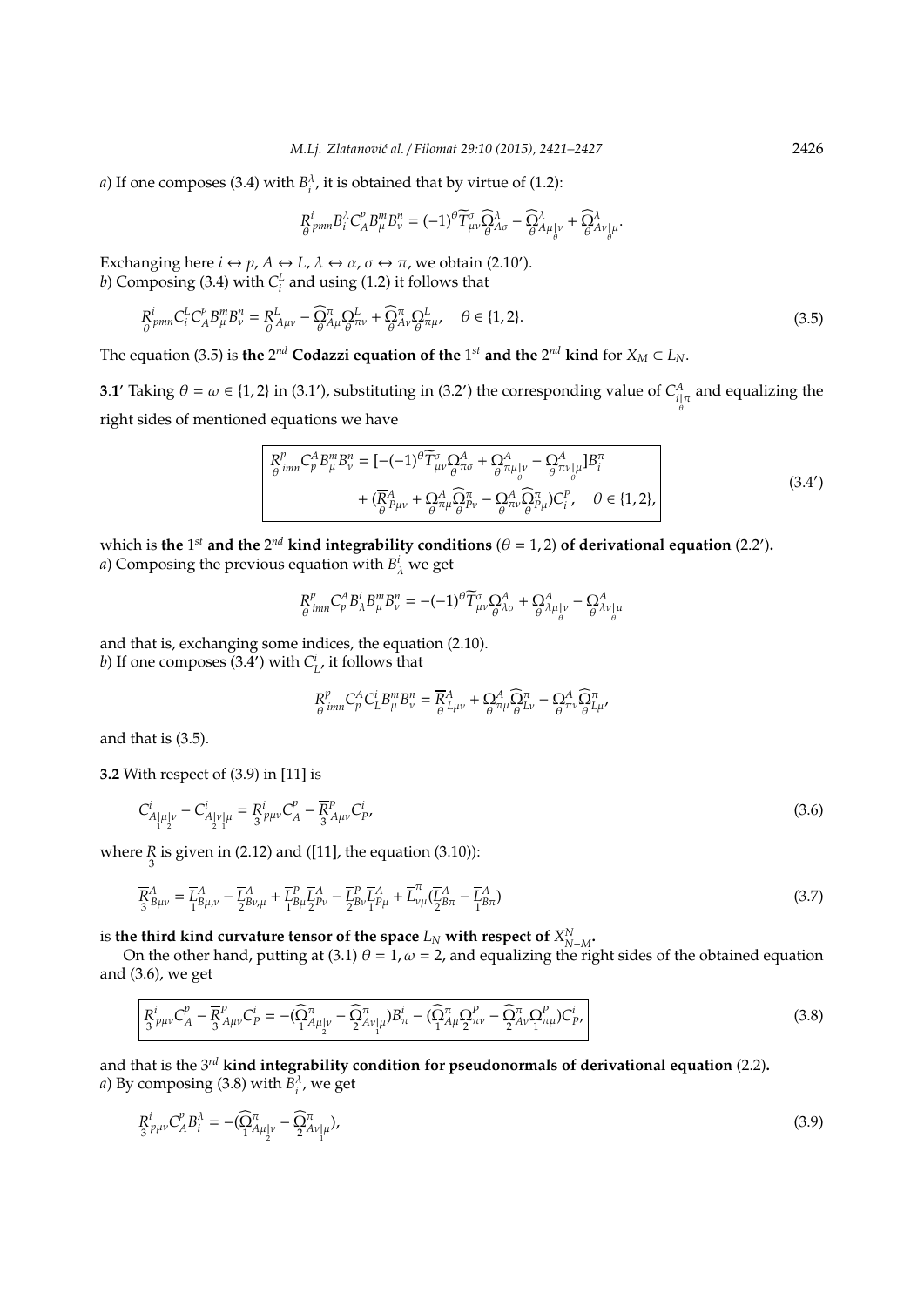*a*) If one composes (3.4) with $B^\lambda_i$, it is obtained that by virtue of (1.2):

$$\underset{\theta}{R}{}^i_{pmn} B^\lambda_i C^p_A B^m_\mu B^n_\nu = (-1)^\theta \widetilde{T}^\sigma_{\mu\nu} \underset{\theta}{\widehat{\Omega}}{}^\lambda_{A\sigma} - \underset{\theta}{\widehat{\Omega}}{}^\lambda_{A\mu\underset{\theta}{|}\nu} + \underset{\theta}{\widehat{\Omega}}{}^\lambda_{A\nu\underset{\theta}{|}\mu}.$$

Exchanging here $i \leftrightarrow p$, $A \leftrightarrow L$, $\lambda \leftrightarrow \alpha$, $\sigma \leftrightarrow \pi$, we obtain (2.10′).
*b*) Composing (3.4) with $C^L_i$ and using (1.2) it follows that

$$\underset{\theta}{R}{}^i_{pmn} C^L_i C^p_A B^m_\mu B^n_\nu = \underset{\theta}{\overline{R}}{}^L_{A\mu\nu} - \underset{\theta}{\widehat{\Omega}}{}^\pi_{A\mu} \underset{\theta}{\Omega}{}^L_{\pi\nu} + \underset{\theta}{\widehat{\Omega}}{}^\pi_{A\nu} \underset{\theta}{\Omega}{}^L_{\pi\mu}, \quad \theta \in \{1, 2\}. \tag{3.5}$$

The equation (3.5) is **the $2^{nd}$ Codazzi equation of the $1^{st}$ and the $2^{nd}$ kind** for $X_M \subset L_N$.

**3.1′** Taking $\theta = \omega \in \{1, 2\}$ in (3.1′), substituting in (3.2′) the corresponding value of $C^A_{\underset{\theta}{i|}\pi}$ and equalizing the right sides of mentioned equations we have

$$\boxed{\begin{aligned} \underset{\theta}{R}{}^p_{imn} C^A_p B^m_\mu B^n_\nu = {} & [-(-1)^\theta \widetilde{T}^\sigma_{\mu\nu} \underset{\theta}{\Omega}{}^A_{\pi\sigma} + \underset{\theta}{\Omega}{}^A_{\pi\mu\underset{\theta}{|}\nu} - \underset{\theta}{\Omega}{}^A_{\pi\nu\underset{\theta}{|}\mu}] B^\pi_i \\ & + (\underset{\theta}{\overline{R}}{}^A_{P\mu\nu} + \underset{\theta}{\Omega}{}^A_{\pi\mu} \underset{\theta}{\widehat{\Omega}}{}^\pi_{P\nu} - \underset{\theta}{\Omega}{}^A_{\pi\nu} \underset{\theta}{\widehat{\Omega}}{}^\pi_{P\mu}) C^P_i, \quad \theta \in \{1, 2\}, \end{aligned}} \tag{3.4′}$$

which is **the $1^{st}$ and the $2^{nd}$ kind integrability conditions** ($\theta = 1, 2$) **of derivational equation** (2.2′)**.**
*a*) Composing the previous equation with $B^i_\lambda$ we get

$$\underset{\theta}{R}{}^p_{imn} C^A_p B^i_\lambda B^m_\mu B^n_\nu = -(-1)^\theta \widetilde{T}^\sigma_{\mu\nu} \underset{\theta}{\Omega}{}^A_{\lambda\sigma} + \underset{\theta}{\Omega}{}^A_{\lambda\mu\underset{\theta}{|}\nu} - \underset{\theta}{\Omega}{}^A_{\lambda\nu\underset{\theta}{|}\mu}$$

and that is, exchanging some indices, the equation (2.10).
*b*) If one composes (3.4′) with $C^i_L$, it follows that

$$\underset{\theta}{R}{}^p_{imn} C^A_p C^i_L B^m_\mu B^n_\nu = \underset{\theta}{\overline{R}}{}^A_{L\mu\nu} + \underset{\theta}{\Omega}{}^A_{\pi\mu} \underset{\theta}{\widehat{\Omega}}{}^\pi_{L\nu} - \underset{\theta}{\Omega}{}^A_{\pi\nu} \underset{\theta}{\widehat{\Omega}}{}^\pi_{L\mu},$$

and that is (3.5).

**3.2** With respect of (3.9) in [11] is

$$C^i_{A\underset{1}{|}\mu\underset{2}{|}\nu} - C^i_{A\underset{2}{|}\nu\underset{1}{|}\mu} = \underset{3}{R}{}^i_{p\mu\nu} C^p_A - \underset{3}{\overline{R}}{}^P_{A\mu\nu} C^i_P, \tag{3.6}$$

where $\underset{3}{R}$ is given in (2.12) and ([11], the equation (3.10)):

$$\underset{3}{\overline{R}}{}^A_{B\mu\nu} = \underset{1}{\overline{L}}{}^A_{B\mu,\nu} - \underset{2}{\overline{L}}{}^A_{B\nu,\mu} + \underset{1}{\overline{L}}{}^P_{B\mu} \underset{2}{\overline{L}}{}^A_{P\nu} - \underset{2}{\overline{L}}{}^P_{B\nu} \underset{1}{\overline{L}}{}^A_{P\mu} + \overline{L}^\pi_{\nu\mu} (\underset{2}{\overline{L}}{}^A_{B\pi} - \underset{1}{\overline{L}}{}^A_{B\pi}) \tag{3.7}$$

is **the third kind curvature tensor of the space $L_N$ with respect of $X^N_{N-M}$.**

On the other hand, putting at (3.1) $\theta = 1, \omega = 2$, and equalizing the right sides of the obtained equation and (3.6), we get

$$\boxed{\underset{3}{R}{}^i_{p\mu\nu} C^p_A - \underset{3}{\overline{R}}{}^P_{A\mu\nu} C^i_P = -(\underset{1}{\widehat{\Omega}}{}^\pi_{A\mu\underset{2}{|}\nu} - \underset{2}{\widehat{\Omega}}{}^\pi_{A\nu\underset{1}{|}\mu}) B^i_\pi - (\underset{1}{\widehat{\Omega}}{}^\pi_{A\mu} \underset{2}{\Omega}{}^P_{\pi\nu} - \underset{2}{\widehat{\Omega}}{}^\pi_{A\nu} \underset{1}{\Omega}{}^P_{\pi\mu}) C^i_P,} \tag{3.8}$$

and that is the $3^{rd}$ **kind integrability condition for pseudonormals of derivational equation** (2.2)**.**
*a*) By composing (3.8) with $B^\lambda_i$, we get

$$\underset{3}{R}{}^i_{p\mu\nu} C^p_A B^\lambda_i = -(\underset{1}{\widehat{\Omega}}{}^\pi_{A\mu\underset{2}{|}\nu} - \underset{2}{\widehat{\Omega}}{}^\pi_{A\nu\underset{1}{|}\mu}), \tag{3.9}$$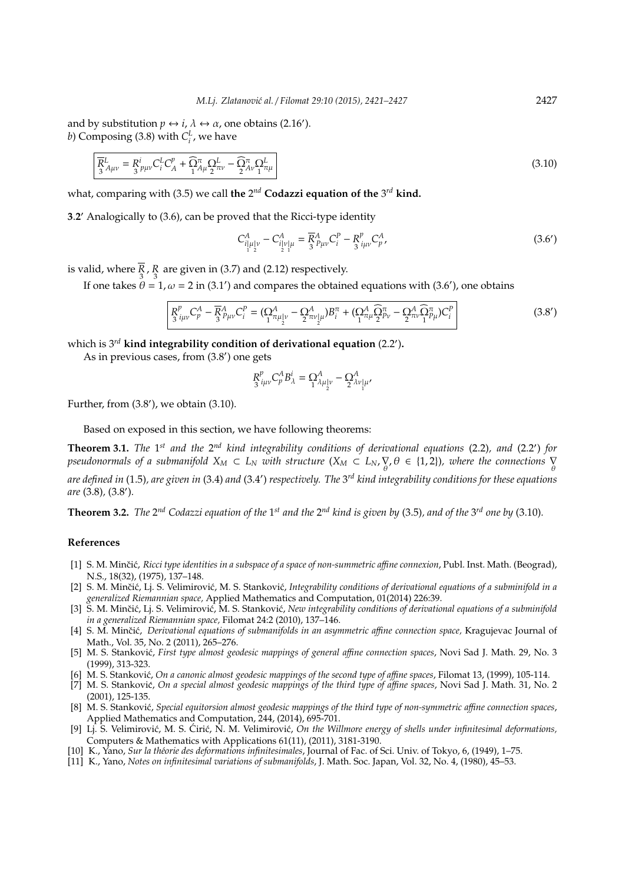and by substitution $p \leftrightarrow i$, $\lambda \leftrightarrow \alpha$, one obtains (2.16′).
*b*) Composing (3.8) with $C^L_i$, we have

$$\boxed{\overline{\underset{3}{R}}{}^L_{A\mu\nu} = \underset{3}{R}{}^i_{p\mu\nu} C^L_i C^p_A + \underset{1}{\widehat{\Omega}}{}^\pi_{A\mu} \underset{2}{\Omega}{}^L_{\pi\nu} - \underset{2}{\widehat{\Omega}}{}^\pi_{A\nu} \underset{1}{\Omega}{}^L_{\pi\mu}} \tag{3.10}$$

what, comparing with (3.5) we call **the $2^{nd}$ Codazzi equation of the $3^{rd}$ kind.**

**3.2′** Analogically to (3.6), can be proved that the Ricci-type identity

$$C^A_{i\underset{1}{|}\mu\underset{2}{|}\nu} - C^A_{i\underset{2}{|}\nu\underset{1}{|}\mu} = \overline{\underset{3}{R}}{}^A_{P\mu\nu} C^P_i - \underset{3}{R}{}^p_{i\mu\nu} C^A_p, \tag{3.6′}$$

is valid, where $\overline{\underset{3}{R}}, \underset{3}{R}$ are given in (3.7) and (2.12) respectively.

If one takes $\theta = 1, \omega = 2$ in (3.1′) and compares the obtained equations with (3.6′), one obtains

$$\boxed{\underset{3}{R}{}^p_{i\mu\nu} C^A_p - \overline{\underset{3}{R}}{}^A_{P\mu\nu} C^P_i = (\underset{1}{\Omega}{}^A_{\pi\mu\underset{2}{|}\nu} - \underset{2}{\Omega}{}^A_{\pi\nu\underset{2}{|}\mu}) B^\pi_i + (\underset{1}{\Omega}{}^A_{\pi\mu} \underset{2}{\widehat{\Omega}}{}^\pi_{P\nu} - \underset{2}{\Omega}{}^A_{\pi\nu} \underset{1}{\widehat{\Omega}}{}^\pi_{P\mu}) C^P_i} \tag{3.8′}$$

which is $3^{rd}$ **kind integrability condition of derivational equation** (2.2′)**.**

As in previous cases, from (3.8′) one gets

$$\underset{3}{R}{}^p_{i\mu\nu} C^A_p B^i_\lambda = \underset{1}{\Omega}{}^A_{\lambda\mu\underset{2}{|}\nu} - \underset{2}{\Omega}{}^A_{\lambda\nu\underset{1}{|}\mu},$$

Further, from (3.8′), we obtain (3.10).

Based on exposed in this section, we have following theorems:

**Theorem 3.1.** *The $1^{st}$ and the $2^{nd}$ kind integrability conditions of derivational equations* (2.2)*, and* (2.2′) *for pseudonormals of a submanifold $X_M \subset L_N$ with structure $(X_M \subset L_N, \underset{\theta}{\nabla}, \theta \in \{1, 2\})$, where the connections $\underset{\theta}{\nabla}$ are defined in* (1.5)*, are given in* (3.4) *and* (3.4′) *respectively. The $3^{rd}$ kind integrability conditions for these equations are* (3.8)*,* (3.8′)*.*

**Theorem 3.2.** *The $2^{nd}$ Codazzi equation of the $1^{st}$ and the $2^{nd}$ kind is given by* (3.5)*, and of the $3^{rd}$ one by* (3.10)*.*

## References

[1] S. M. Minčić, *Ricci type identities in a subspace of a space of non-summetric affine connexion*, Publ. Inst. Math. (Beograd), N.S., 18(32), (1975), 137–148.

[2] S. M. Minčić, Lj. S. Velimirović, M. S. Stanković, *Integrability conditions of derivational equations of a subminifold in a generalized Riemannian space,* Applied Mathematics and Computation, 01(2014) 226:39.

[3] S. M. Minčić, Lj. S. Velimirović, M. S. Stanković, *New integrability conditions of derivational equations of a subminifold in a generalized Riemannian space,* Filomat 24:2 (2010), 137–146.

[4] S. M. Minčić, *Derivational equations of submanifolds in an asymmetric affine connection space,* Kragujevac Journal of Math., Vol. 35, No. 2 (2011), 265–276.

[5] M. S. Stanković, *First type almost geodesic mappings of general affine connection spaces*, Novi Sad J. Math. 29, No. 3 (1999), 313-323.

[6] M. S. Stanković, *On a canonic almost geodesic mappings of the second type of affine spaces*, Filomat 13, (1999), 105-114.

[7] M. S. Stanković, *On a special almost geodesic mappings of the third type of affine spaces*, Novi Sad J. Math. 31, No. 2 (2001), 125-135.

[8] M. S. Stanković, *Special equitorsion almost geodesic mappings of the third type of non-symmetric affine connection spaces*, Applied Mathematics and Computation, 244, (2014), 695-701.

[9] Lj. S. Velimirović, M. S. Ćirić, N. M. Velimirović, *On the Willmore energy of shells under infinitesimal deformations,* Computers & Mathematics with Applications 61(11), (2011), 3181-3190.

[10] K., Yano, *Sur la théorie des deformations infinitesimales*, Journal of Fac. of Sci. Univ. of Tokyo, 6, (1949), 1–75.

[11] K., Yano, *Notes on infinitesimal variations of submanifolds*, J. Math. Soc. Japan, Vol. 32, No. 4, (1980), 45–53.